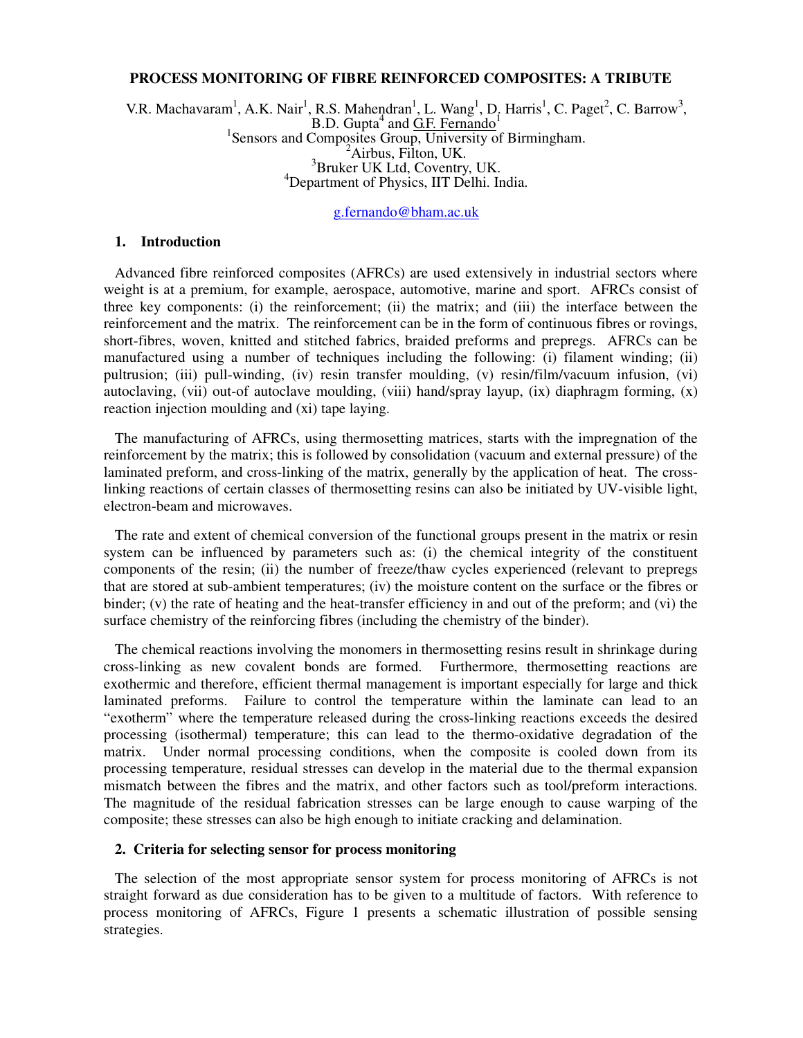# PROCESS MONITORING OF FIBRE REINFORCED COMPOSITES: A TRIBUTE

V.R. Machavaram[1], A.K. Nair[1], R.S. Mahendran[1], L. Wang[1], D. Harris[1], C. Paget[2], C. Barrow[3], B.D. Gupta[4] and G.F. Fernando[1]

[1]Sensors and Composites Group, University of Birmingham.
[2]Airbus, Filton, UK.
[3]Bruker UK Ltd, Coventry, UK.
[4]Department of Physics, IIT Delhi. India.

g.fernando@bham.ac.uk

## 1. Introduction

Advanced fibre reinforced composites (AFRCs) are used extensively in industrial sectors where weight is at a premium, for example, aerospace, automotive, marine and sport. AFRCs consist of three key components: (i) the reinforcement; (ii) the matrix; and (iii) the interface between the reinforcement and the matrix. The reinforcement can be in the form of continuous fibres or rovings, short-fibres, woven, knitted and stitched fabrics, braided preforms and prepregs. AFRCs can be manufactured using a number of techniques including the following: (i) filament winding; (ii) pultrusion; (iii) pull-winding, (iv) resin transfer moulding, (v) resin/film/vacuum infusion, (vi) autoclaving, (vii) out-of autoclave moulding, (viii) hand/spray layup, (ix) diaphragm forming, (x) reaction injection moulding and (xi) tape laying.

The manufacturing of AFRCs, using thermosetting matrices, starts with the impregnation of the reinforcement by the matrix; this is followed by consolidation (vacuum and external pressure) of the laminated preform, and cross-linking of the matrix, generally by the application of heat. The cross-linking reactions of certain classes of thermosetting resins can also be initiated by UV-visible light, electron-beam and microwaves.

The rate and extent of chemical conversion of the functional groups present in the matrix or resin system can be influenced by parameters such as: (i) the chemical integrity of the constituent components of the resin; (ii) the number of freeze/thaw cycles experienced (relevant to prepregs that are stored at sub-ambient temperatures; (iv) the moisture content on the surface or the fibres or binder; (v) the rate of heating and the heat-transfer efficiency in and out of the preform; and (vi) the surface chemistry of the reinforcing fibres (including the chemistry of the binder).

The chemical reactions involving the monomers in thermosetting resins result in shrinkage during cross-linking as new covalent bonds are formed. Furthermore, thermosetting reactions are exothermic and therefore, efficient thermal management is important especially for large and thick laminated preforms. Failure to control the temperature within the laminate can lead to an "exotherm" where the temperature released during the cross-linking reactions exceeds the desired processing (isothermal) temperature; this can lead to the thermo-oxidative degradation of the matrix. Under normal processing conditions, when the composite is cooled down from its processing temperature, residual stresses can develop in the material due to the thermal expansion mismatch between the fibres and the matrix, and other factors such as tool/preform interactions. The magnitude of the residual fabrication stresses can be large enough to cause warping of the composite; these stresses can also be high enough to initiate cracking and delamination.

## 2. Criteria for selecting sensor for process monitoring

The selection of the most appropriate sensor system for process monitoring of AFRCs is not straight forward as due consideration has to be given to a multitude of factors. With reference to process monitoring of AFRCs, Figure 1 presents a schematic illustration of possible sensing strategies.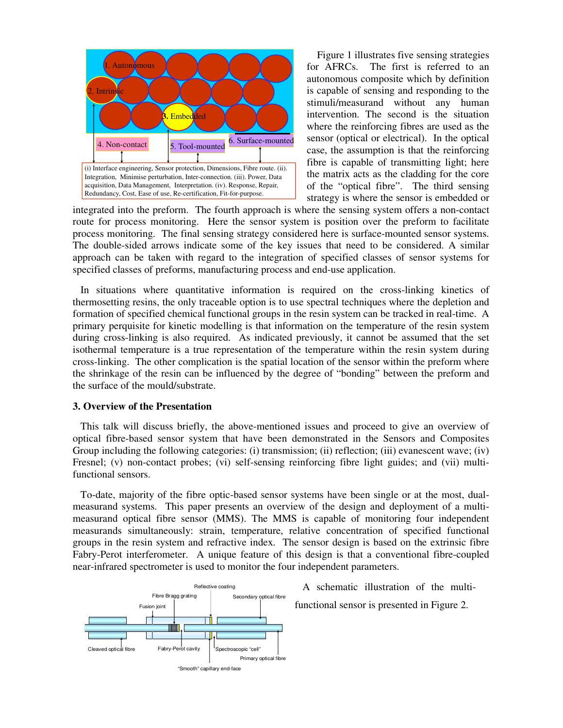1. Autonomous

2. Intrinsic

3. Embedded

4. Non-contact

5. Tool-mounted

6. Surface-mounted

(i) Interface engineering, Sensor protection, Dimensions, Fibre route. (ii). Integration, Minimise perturbation, Inter-connection. (iii). Power, Data acquisition, Data Management, Interpretation. (iv). Response, Repair, Redundancy, Cost, Ease of use, Re-certification, Fit-for-purpose.

Figure 1 illustrates five sensing strategies for AFRCs. The first is referred to an autonomous composite which by definition is capable of sensing and responding to the stimuli/measurand without any human intervention. The second is the situation where the reinforcing fibres are used as the sensor (optical or electrical). In the optical case, the assumption is that the reinforcing fibre is capable of transmitting light; here the matrix acts as the cladding for the core of the "optical fibre". The third sensing strategy is where the sensor is embedded or integrated into the preform. The fourth approach is where the sensing system offers a non-contact route for process monitoring. Here the sensor system is position over the preform to facilitate process monitoring. The final sensing strategy considered here is surface-mounted sensor systems. The double-sided arrows indicate some of the key issues that need to be considered. A similar approach can be taken with regard to the integration of specified classes of sensor systems for specified classes of preforms, manufacturing process and end-use application.

In situations where quantitative information is required on the cross-linking kinetics of thermosetting resins, the only traceable option is to use spectral techniques where the depletion and formation of specified chemical functional groups in the resin system can be tracked in real-time. A primary perquisite for kinetic modelling is that information on the temperature of the resin system during cross-linking is also required. As indicated previously, it cannot be assumed that the set isothermal temperature is a true representation of the temperature within the resin system during cross-linking. The other complication is the spatial location of the sensor within the preform where the shrinkage of the resin can be influenced by the degree of "bonding" between the preform and the surface of the mould/substrate.

## 3. Overview of the Presentation

This talk will discuss briefly, the above-mentioned issues and proceed to give an overview of optical fibre-based sensor system that have been demonstrated in the Sensors and Composites Group including the following categories: (i) transmission; (ii) reflection; (iii) evanescent wave; (iv) Fresnel; (v) non-contact probes; (vi) self-sensing reinforcing fibre light guides; and (vii) multi-functional sensors.

To-date, majority of the fibre optic-based sensor systems have been single or at the most, dual-measurand systems. This paper presents an overview of the design and deployment of a multi-measurand optical fibre sensor (MMS). The MMS is capable of monitoring four independent measurands simultaneously: strain, temperature, relative concentration of specified functional groups in the resin system and refractive index. The sensor design is based on the extrinsic fibre Fabry-Perot interferometer. A unique feature of this design is that a conventional fibre-coupled near-infrared spectrometer is used to monitor the four independent parameters.

Reflective coating

Fibre Bragg grating

Secondary optical fibre

Fusion joint

Cleaved optical fibre

Fabry-Perot cavity

Spectroscopic "cell"

Primary optical fibre

"Smooth" capillary end-face

A schematic illustration of the multi-functional sensor is presented in Figure 2.